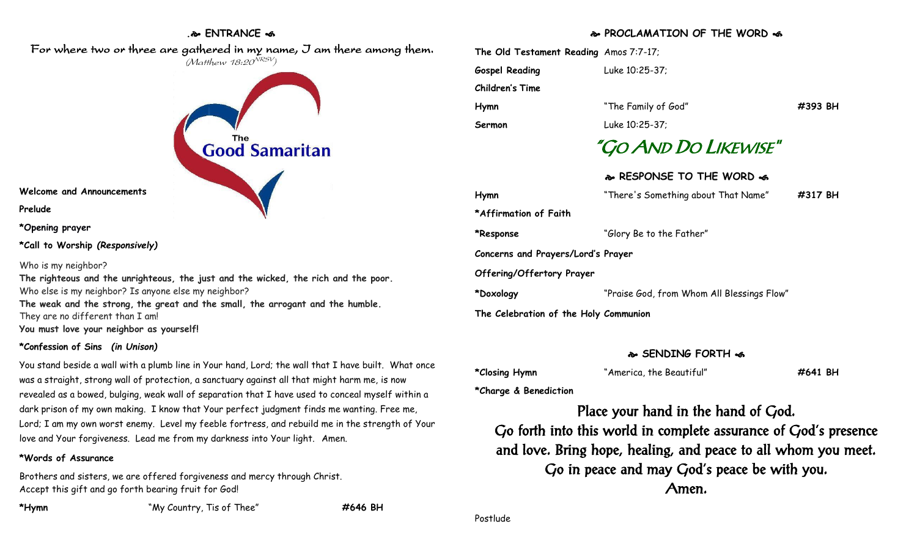## ENTRANCE

For where two or three are gathered in my name, I am there among them.

*(Matthew 18:20 NRSV)*

The Good Samaritan

**Welcome and Announcements**

**Prelude**

***Opening prayer**

***Call to Worship** ***(Responsively)***

Who is my neighbor?

**The righteous and the unrighteous, the just and the wicked, the rich and the poor.**

Who else is my neighbor? Is anyone else my neighbor?

**The weak and the strong, the great and the small, the arrogant and the humble.**

They are no different than I am!

**You must love your neighbor as yourself!**

***Confession of Sins** ***(in Unison)***

You stand beside a wall with a plumb line in Your hand, Lord; the wall that I have built. What once was a straight, strong wall of protection, a sanctuary against all that might harm me, is now revealed as a bowed, bulging, weak wall of separation that I have used to conceal myself within a dark prison of my own making. I know that Your perfect judgment finds me wanting. Free me, Lord; I am my own worst enemy. Level my feeble fortress, and rebuild me in the strength of Your love and Your forgiveness. Lead me from my darkness into Your light. Amen.

***Words of Assurance**

Brothers and sisters, we are offered forgiveness and mercy through Christ.
Accept this gift and go forth bearing fruit for God!

| | | |
|---|---|---|
| ***Hymn** | "My Country, Tis of Thee" | **#646 BH** |

## PROCLAMATION OF THE WORD

| | | |
|---|---|---|
| **The Old Testament Reading** | Amos 7:7-17; | |
| **Gospel Reading** | Luke 10:25-37; | |
| **Children's Time** | | |
| **Hymn** | "The Family of God" | **#393 BH** |
| **Sermon** | Luke 10:25-37; | |

## "Go And Do Likewise"

## RESPONSE TO THE WORD

| | | |
|---|---|---|
| **Hymn** | "There's Something about That Name" | **#317 BH** |
| ***Affirmation of Faith** | | |
| ***Response** | "Glory Be to the Father" | |
| **Concerns and Prayers/Lord's Prayer** | | |
| **Offering/Offertory Prayer** | | |
| ***Doxology** | "Praise God, from Whom All Blessings Flow" | |
| **The Celebration of the Holy Communion** | | |

## SENDING FORTH

| | | |
|---|---|---|
| ***Closing Hymn** | "America, the Beautiful" | **#641 BH** |
| ***Charge & Benediction** | | |

Place your hand in the hand of God.
Go forth into this world in complete assurance of God's presence and love. Bring hope, healing, and peace to all whom you meet.
Go in peace and may God's peace be with you.
Amen.

Postlude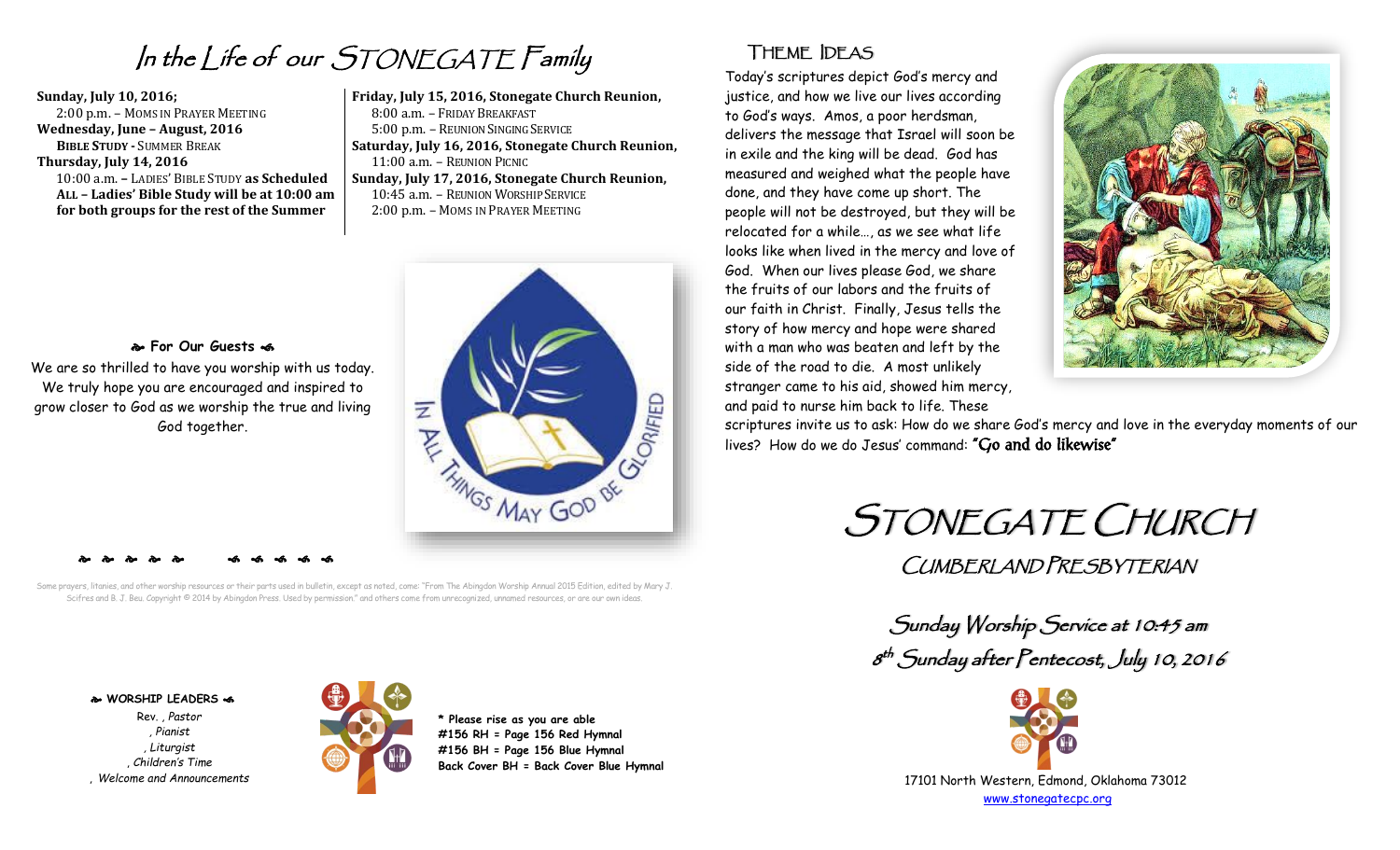# In the Life of our STONEGATE Family

**Sunday, July 10, 2016;**
2:00 p.m. – Moms in Prayer Meeting
**Wednesday, June – August, 2016**
**Bible Study** - Summer Break
**Thursday, July 14, 2016**
10:00 a.m. – Ladies' Bible Study **as Scheduled ALL – Ladies' Bible Study will be at 10:00 am for both groups for the rest of the Summer**

**Friday, July 15, 2016, Stonegate Church Reunion,**
8:00 a.m. – Friday Breakfast
5:00 p.m. – Reunion Singing Service
**Saturday, July 16, 2016, Stonegate Church Reunion,**
11:00 a.m. – Reunion Picnic
**Sunday, July 17, 2016, Stonegate Church Reunion,**
10:45 a.m. – Reunion Worship Service
2:00 p.m. – Moms in Prayer Meeting

**For Our Guests**

We are so thrilled to have you worship with us today. We truly hope you are encouraged and inspired to grow closer to God as we worship the true and living God together.

In All Things May God Be Glorified

Some prayers, litanies, and other worship resources or their parts used in bulletin, except as noted, come: "From The Abingdon Worship Annual 2015 Edition, edited by Mary J. Scifres and B. J. Beu. Copyright © 2014 by Abingdon Press. Used by permission." and others come from unrecognized, unnamed resources, or are our own ideas.

**WORSHIP LEADERS**

*Rev. , Pastor*
*, Pianist*
*, Liturgist*
*, Children's Time*
*, Welcome and Announcements*

**\* Please rise as you are able**
**#156 RH = Page 156 Red Hymnal**
**#156 BH = Page 156 Blue Hymnal**
**Back Cover BH = Back Cover Blue Hymnal**

## Theme Ideas

Today's scriptures depict God's mercy and justice, and how we live our lives according to God's ways. Amos, a poor herdsman, delivers the message that Israel will soon be in exile and the king will be dead. God has measured and weighed what the people have done, and they have come up short. The people will not be destroyed, but they will be relocated for a while…, as we see what life looks like when lived in the mercy and love of God. When our lives please God, we share the fruits of our labors and the fruits of our faith in Christ. Finally, Jesus tells the story of how mercy and hope were shared with a man who was beaten and left by the side of the road to die. A most unlikely stranger came to his aid, showed him mercy, and paid to nurse him back to life. These scriptures invite us to ask: How do we share God's mercy and love in the everyday moments of our lives? How do we do Jesus' command: **"Go and do likewise"**

# STONEGATE CHURCH

## CUMBERLAND PRESBYTERIAN

*Sunday Worship Service at 10:45 am*

*8th Sunday after Pentecost, July 10, 2016*

17101 North Western, Edmond, Oklahoma 73012
www.stonegatecpc.org